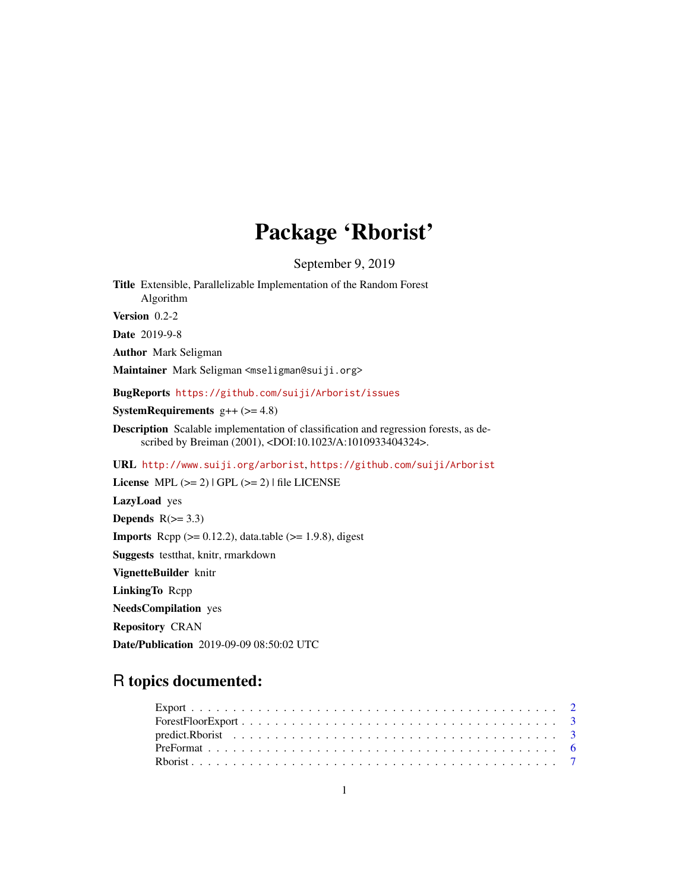# Package 'Rborist'

September 9, 2019

**Title** Extensible, Parallelizable Implementation of the Random Forest Algorithm

**Version** 0.2-2

**Date** 2019-9-8

**Author** Mark Seligman

**Maintainer** Mark Seligman <mseligman@suiji.org>

**BugReports** https://github.com/suiji/Arborist/issues

**SystemRequirements** g++ (>= 4.8)

**Description** Scalable implementation of classification and regression forests, as described by Breiman (2001), <DOI:10.1023/A:1010933404324>.

**URL** http://www.suiji.org/arborist, https://github.com/suiji/Arborist

**License** MPL (>= 2) | GPL (>= 2) | file LICENSE

**LazyLoad** yes

**Depends** R(>= 3.3)

**Imports** Rcpp (>= 0.12.2), data.table (>= 1.9.8), digest

**Suggests** testthat, knitr, rmarkdown

**VignetteBuilder** knitr

**LinkingTo** Rcpp

**NeedsCompilation** yes

**Repository** CRAN

**Date/Publication** 2019-09-09 08:50:02 UTC

## R topics documented:

- Export . . . . . . . . . . . . . . . . . . . . . . . . . . . . . . . . . . . . . . . . . . 2
- ForestFloorExport . . . . . . . . . . . . . . . . . . . . . . . . . . . . . . . . . . . . . 3
- predict.Rborist . . . . . . . . . . . . . . . . . . . . . . . . . . . . . . . . . . . . . . 3
- PreFormat . . . . . . . . . . . . . . . . . . . . . . . . . . . . . . . . . . . . . . . . . 6
- Rborist . . . . . . . . . . . . . . . . . . . . . . . . . . . . . . . . . . . . . . . . . . 7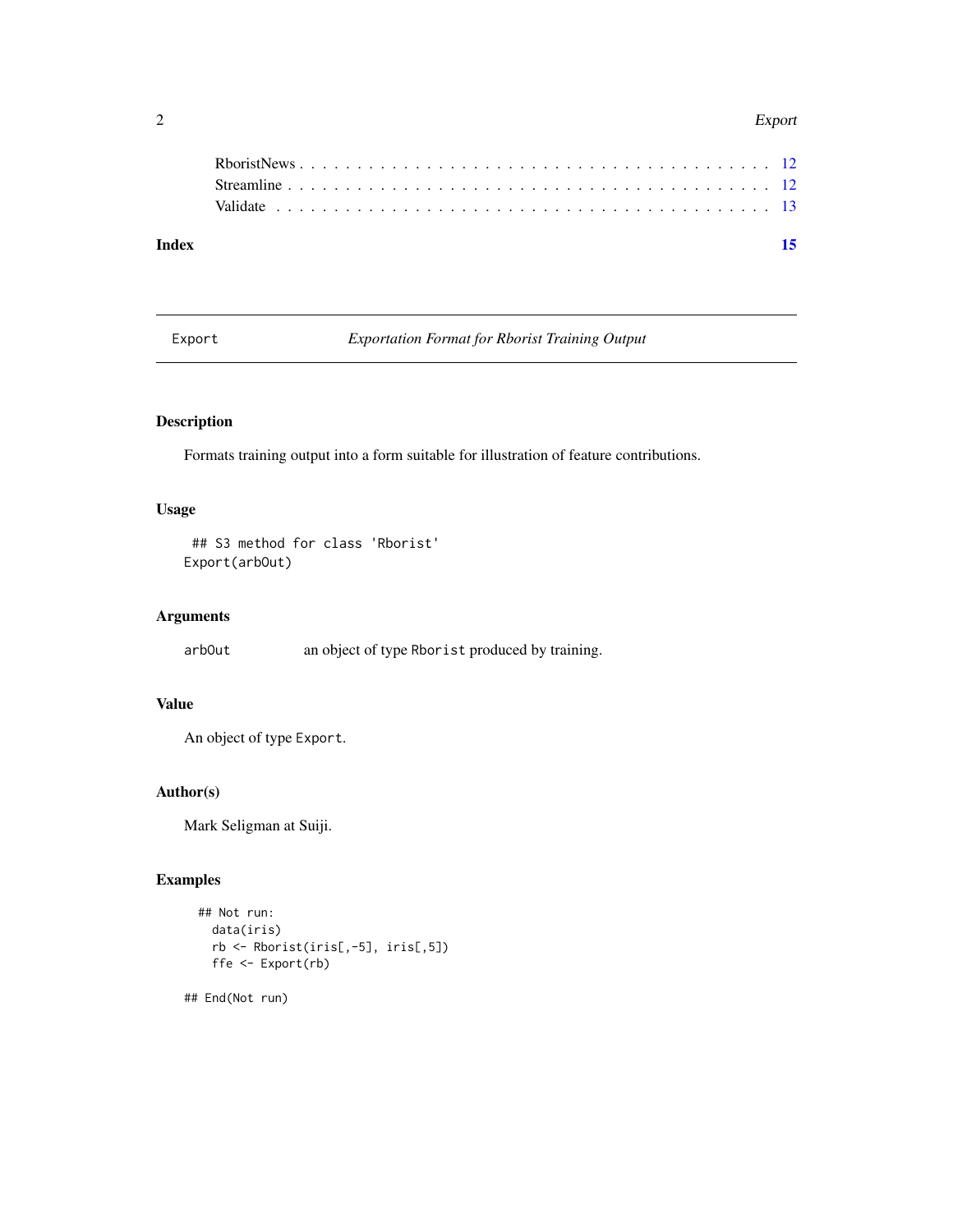RboristNews . . . . . . . . . . . . . . . . . . . . . . . . . . . . . . . . . . . . . . . 12
Streamline . . . . . . . . . . . . . . . . . . . . . . . . . . . . . . . . . . . . . . . 12
Validate . . . . . . . . . . . . . . . . . . . . . . . . . . . . . . . . . . . . . . . 13

**Index** **15**

---

# Export — *Exportation Format for Rborist Training Output*

## Description

Formats training output into a form suitable for illustration of feature contributions.

## Usage

```
 ## S3 method for class 'Rborist'
Export(arbOut)
```

## Arguments

| | |
|---|---|
| `arbOut` | an object of type `Rborist` produced by training. |

## Value

An object of type `Export`.

## Author(s)

Mark Seligman at Suiji.

## Examples

```
  ## Not run:
    data(iris)
    rb <- Rborist(iris[,-5], iris[,5])
    ffe <- Export(rb)

## End(Not run)
```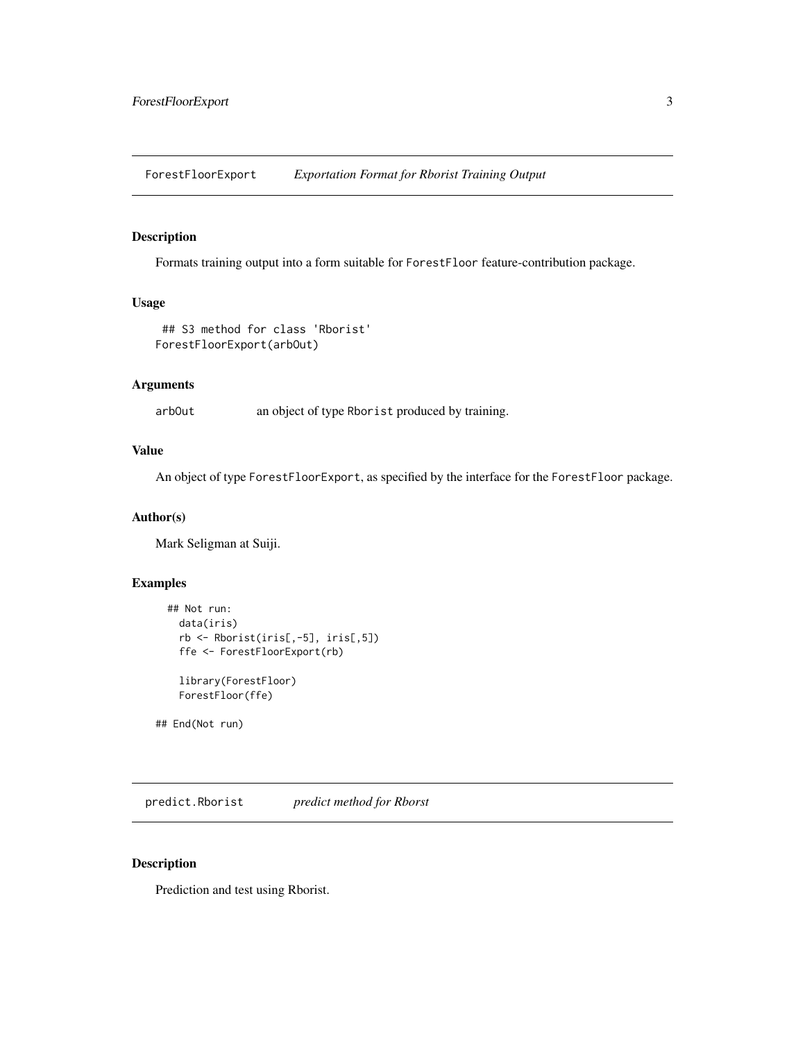## ForestFloorExport *Exportation Format for Rborist Training Output*

### Description

Formats training output into a form suitable for `ForestFloor` feature-contribution package.

### Usage

```
 ## S3 method for class 'Rborist'
ForestFloorExport(arbOut)
```

### Arguments

| | |
|---|---|
| `arbOut` | an object of type `Rborist` produced by training. |

### Value

An object of type `ForestFloorExport`, as specified by the interface for the `ForestFloor` package.

### Author(s)

Mark Seligman at Suiji.

### Examples

```
  ## Not run:
    data(iris)
    rb <- Rborist(iris[,-5], iris[,5])
    ffe <- ForestFloorExport(rb)

    library(ForestFloor)
    ForestFloor(ffe)

## End(Not run)
```

## predict.Rborist *predict method for Rborst*

### Description

Prediction and test using Rborist.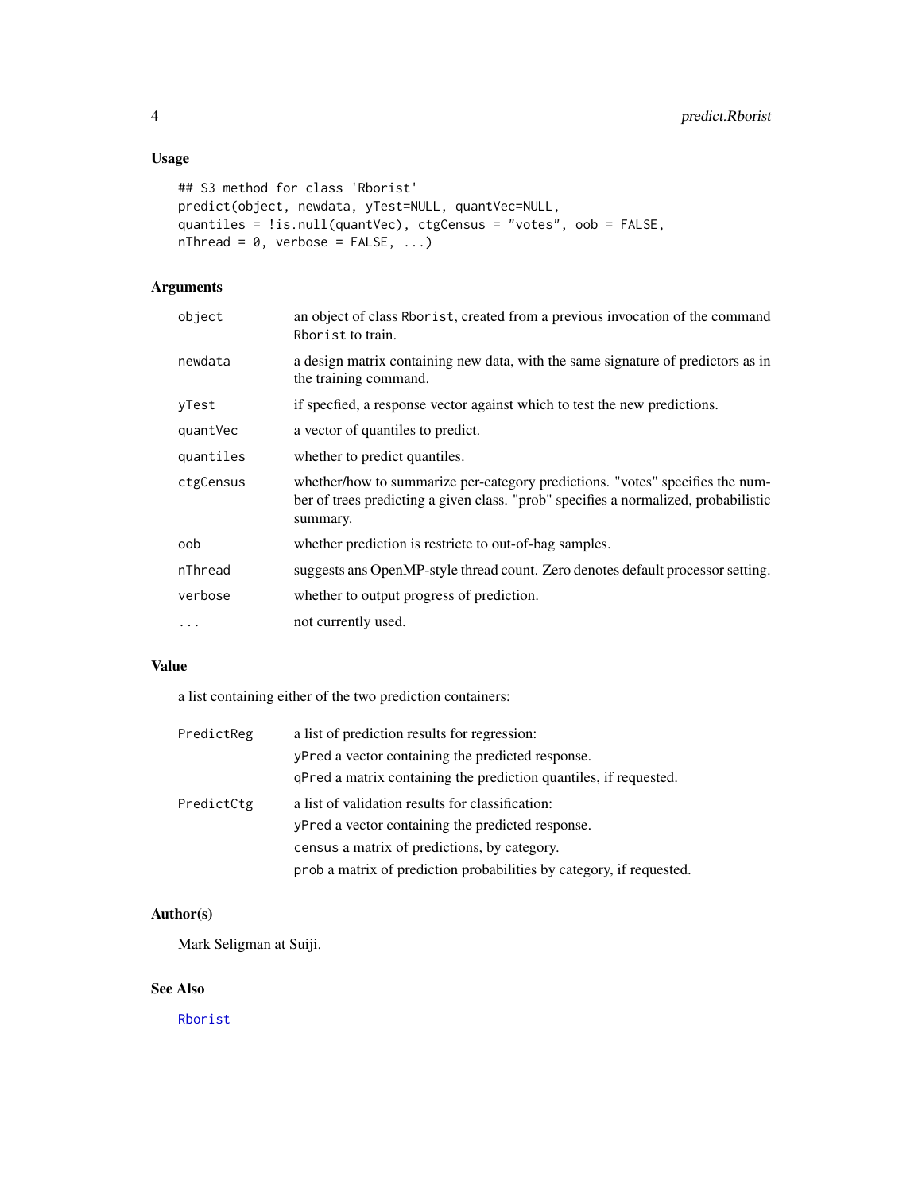## Usage

```
## S3 method for class 'Rborist'
predict(object, newdata, yTest=NULL, quantVec=NULL,
quantiles = !is.null(quantVec), ctgCensus = "votes", oob = FALSE,
nThread = 0, verbose = FALSE, ...)
```

## Arguments

| | |
|---|---|
| `object` | an object of class `Rborist`, created from a previous invocation of the command `Rborist` to train. |
| `newdata` | a design matrix containing new data, with the same signature of predictors as in the training command. |
| `yTest` | if specfied, a response vector against which to test the new predictions. |
| `quantVec` | a vector of quantiles to predict. |
| `quantiles` | whether to predict quantiles. |
| `ctgCensus` | whether/how to summarize per-category predictions. "votes" specifies the number of trees predicting a given class. "prob" specifies a normalized, probabilistic summary. |
| `oob` | whether prediction is restricte to out-of-bag samples. |
| `nThread` | suggests ans OpenMP-style thread count. Zero denotes default processor setting. |
| `verbose` | whether to output progress of prediction. |
| `...` | not currently used. |

## Value

a list containing either of the two prediction containers:

| | |
|---|---|
| `PredictReg` | a list of prediction results for regression:<br>`yPred` a vector containing the predicted response.<br>`qPred` a matrix containing the prediction quantiles, if requested. |
| `PredictCtg` | a list of validation results for classification:<br>`yPred` a vector containing the predicted response.<br>`census` a matrix of predictions, by category.<br>`prob` a matrix of prediction probabilities by category, if requested. |

## Author(s)

Mark Seligman at Suiji.

## See Also

`Rborist`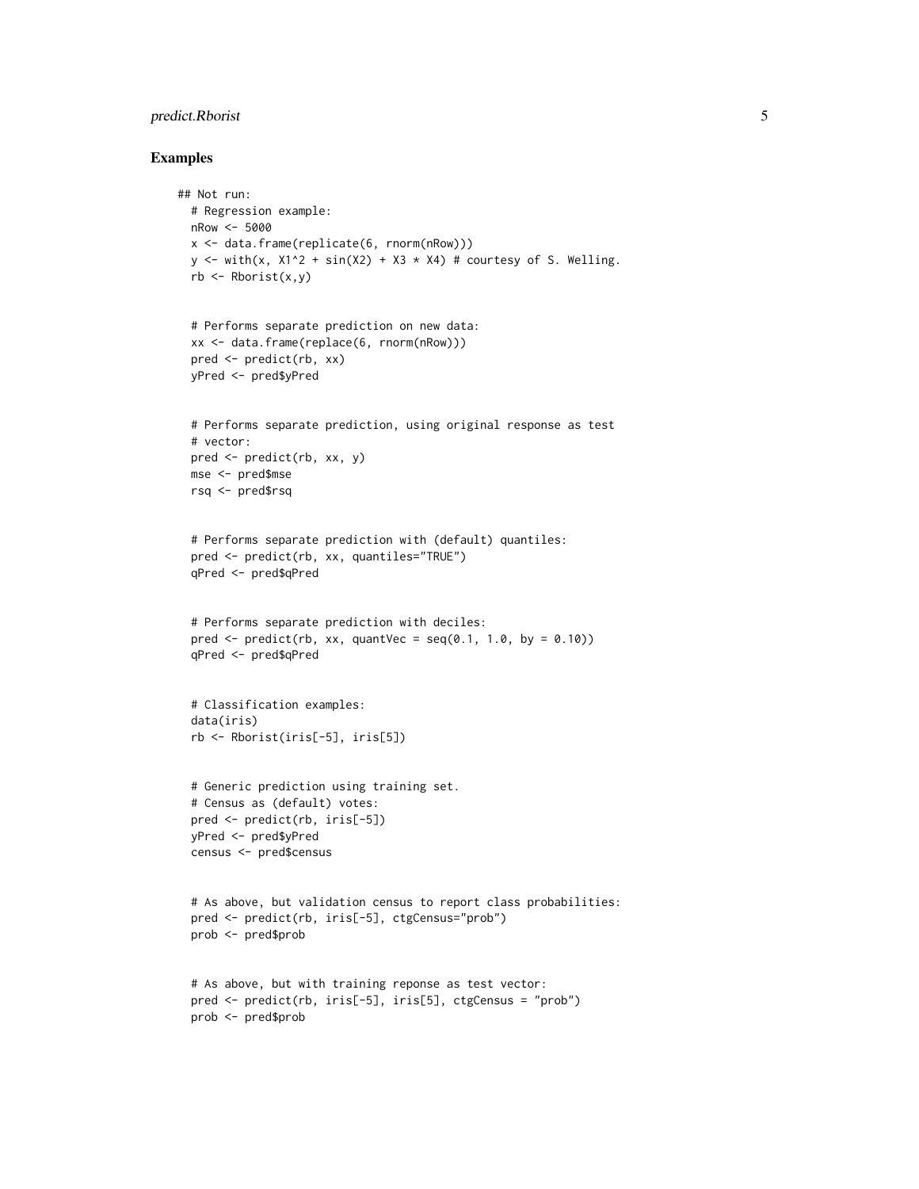## Examples

```
## Not run:
  # Regression example:
  nRow <- 5000
  x <- data.frame(replicate(6, rnorm(nRow)))
  y <- with(x, X1^2 + sin(X2) + X3 * X4) # courtesy of S. Welling.
  rb <- Rborist(x,y)


  # Performs separate prediction on new data:
  xx <- data.frame(replace(6, rnorm(nRow)))
  pred <- predict(rb, xx)
  yPred <- pred$yPred


  # Performs separate prediction, using original response as test
  # vector:
  pred <- predict(rb, xx, y)
  mse <- pred$mse
  rsq <- pred$rsq


  # Performs separate prediction with (default) quantiles:
  pred <- predict(rb, xx, quantiles="TRUE")
  qPred <- pred$qPred


  # Performs separate prediction with deciles:
  pred <- predict(rb, xx, quantVec = seq(0.1, 1.0, by = 0.10))
  qPred <- pred$qPred


  # Classification examples:
  data(iris)
  rb <- Rborist(iris[-5], iris[5])


  # Generic prediction using training set.
  # Census as (default) votes:
  pred <- predict(rb, iris[-5])
  yPred <- pred$yPred
  census <- pred$census


  # As above, but validation census to report class probabilities:
  pred <- predict(rb, iris[-5], ctgCensus="prob")
  prob <- pred$prob


  # As above, but with training reponse as test vector:
  pred <- predict(rb, iris[-5], iris[5], ctgCensus = "prob")
  prob <- pred$prob
```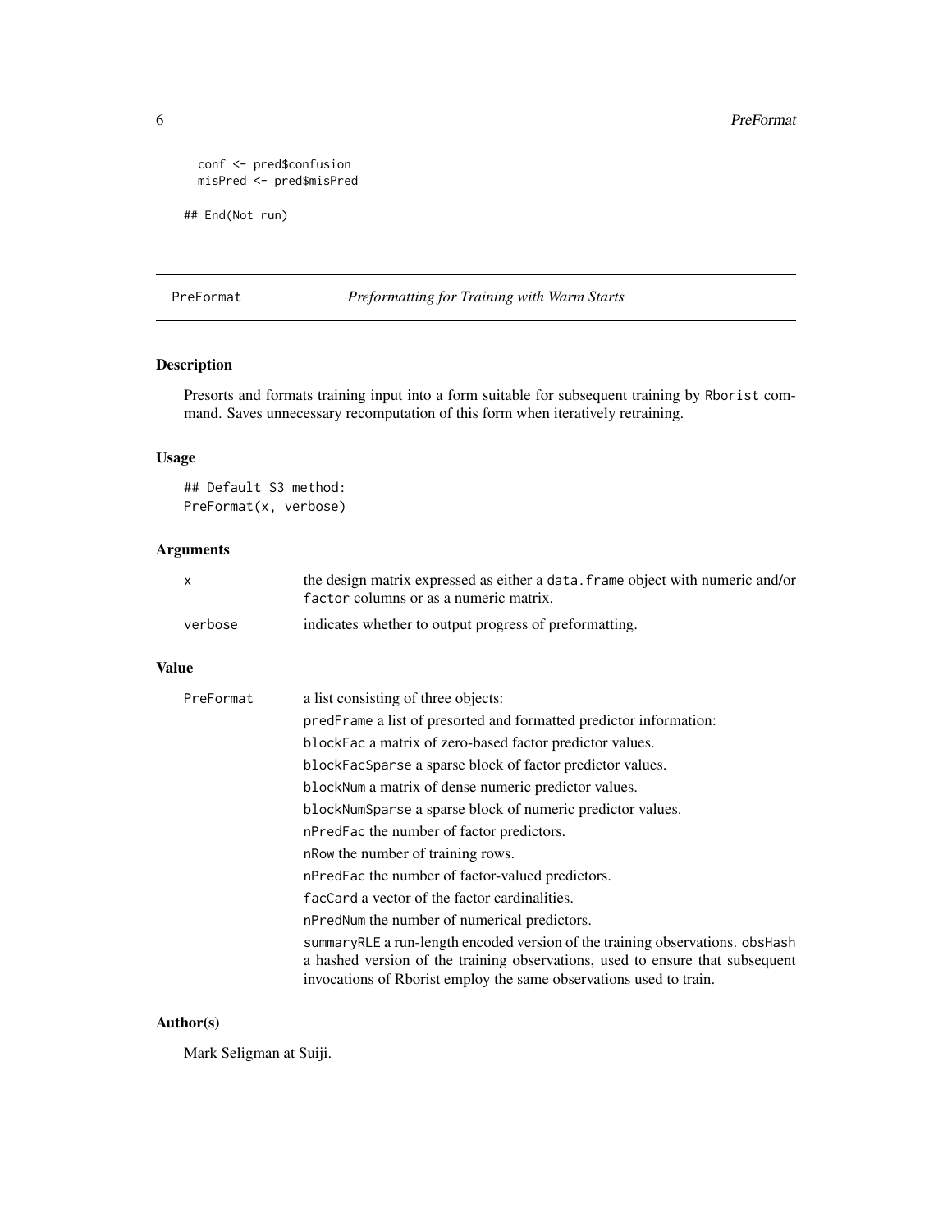```
  conf <- pred$confusion
  misPred <- pred$misPred

## End(Not run)
```

## PreFormat — *Preformatting for Training with Warm Starts*

### Description

Presorts and formats training input into a form suitable for subsequent training by `Rborist` command. Saves unnecessary recomputation of this form when iteratively retraining.

### Usage

```
## Default S3 method:
PreFormat(x, verbose)
```

### Arguments

| | |
|---|---|
| `x` | the design matrix expressed as either a `data.frame` object with numeric and/or `factor` columns or as a numeric matrix. |
| `verbose` | indicates whether to output progress of preformatting. |

### Value

`PreFormat` a list consisting of three objects:

- `predFrame` a list of presorted and formatted predictor information:
- `blockFac` a matrix of zero-based factor predictor values.
- `blockFacSparse` a sparse block of factor predictor values.
- `blockNum` a matrix of dense numeric predictor values.
- `blockNumSparse` a sparse block of numeric predictor values.
- `nPredFac` the number of factor predictors.
- `nRow` the number of training rows.
- `nPredFac` the number of factor-valued predictors.
- `facCard` a vector of the factor cardinalities.
- `nPredNum` the number of numerical predictors.
- `summaryRLE` a run-length encoded version of the training observations. `obsHash` a hashed version of the training observations, used to ensure that subsequent invocations of Rborist employ the same observations used to train.

### Author(s)

Mark Seligman at Suiji.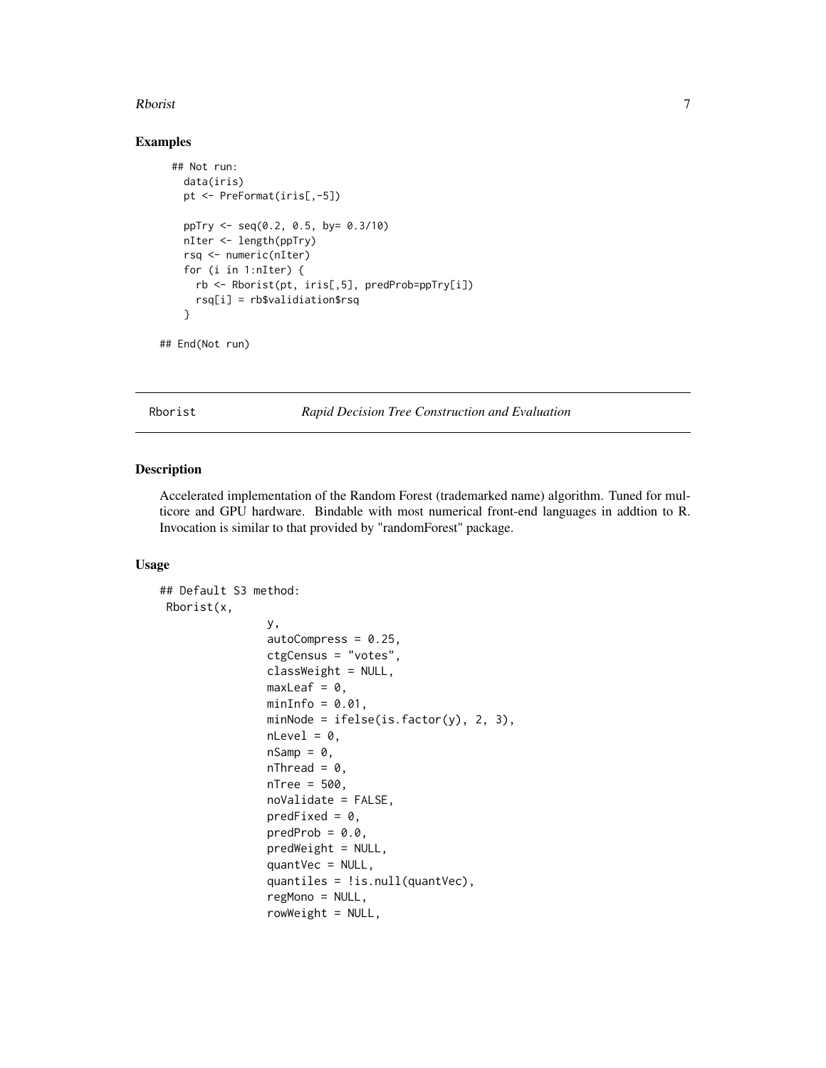## Examples

```
  ## Not run:
    data(iris)
    pt <- PreFormat(iris[,-5])

    ppTry <- seq(0.2, 0.5, by= 0.3/10)
    nIter <- length(ppTry)
    rsq <- numeric(nIter)
    for (i in 1:nIter) {
      rb <- Rborist(pt, iris[,5], predProb=ppTry[i])
      rsq[i] = rb$validiation$rsq
    }

## End(Not run)
```

---

Rborist &emsp;&emsp;&emsp;&emsp; *Rapid Decision Tree Construction and Evaluation*

---

## Description

Accelerated implementation of the Random Forest (trademarked name) algorithm. Tuned for multicore and GPU hardware. Bindable with most numerical front-end languages in addtion to R. Invocation is similar to that provided by "randomForest" package.

## Usage

```
## Default S3 method:
 Rborist(x,
                y,
                autoCompress = 0.25,
                ctgCensus = "votes",
                classWeight = NULL,
                maxLeaf = 0,
                minInfo = 0.01,
                minNode = ifelse(is.factor(y), 2, 3),
                nLevel = 0,
                nSamp = 0,
                nThread = 0,
                nTree = 500,
                noValidate = FALSE,
                predFixed = 0,
                predProb = 0.0,
                predWeight = NULL,
                quantVec = NULL,
                quantiles = !is.null(quantVec),
                regMono = NULL,
                rowWeight = NULL,
```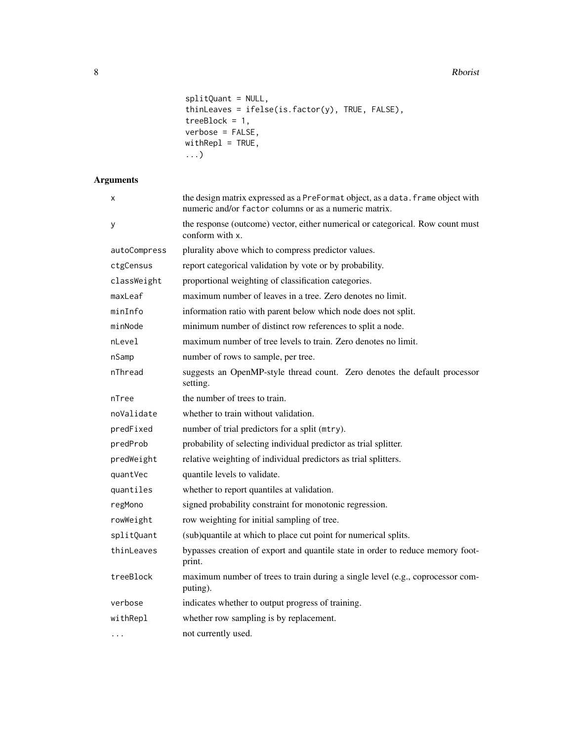```
           splitQuant = NULL,
           thinLeaves = ifelse(is.factor(y), TRUE, FALSE),
           treeBlock = 1,
           verbose = FALSE,
           withRepl = TRUE,
           ...)
```

## Arguments

| | |
|---|---|
| `x` | the design matrix expressed as a `PreFormat` object, as a `data.frame` object with numeric and/or `factor` columns or as a numeric matrix. |
| `y` | the response (outcome) vector, either numerical or categorical. Row count must conform with `x`. |
| `autoCompress` | plurality above which to compress predictor values. |
| `ctgCensus` | report categorical validation by vote or by probability. |
| `classWeight` | proportional weighting of classification categories. |
| `maxLeaf` | maximum number of leaves in a tree. Zero denotes no limit. |
| `minInfo` | information ratio with parent below which node does not split. |
| `minNode` | minimum number of distinct row references to split a node. |
| `nLevel` | maximum number of tree levels to train. Zero denotes no limit. |
| `nSamp` | number of rows to sample, per tree. |
| `nThread` | suggests an OpenMP-style thread count. Zero denotes the default processor setting. |
| `nTree` | the number of trees to train. |
| `noValidate` | whether to train without validation. |
| `predFixed` | number of trial predictors for a split (`mtry`). |
| `predProb` | probability of selecting individual predictor as trial splitter. |
| `predWeight` | relative weighting of individual predictors as trial splitters. |
| `quantVec` | quantile levels to validate. |
| `quantiles` | whether to report quantiles at validation. |
| `regMono` | signed probability constraint for monotonic regression. |
| `rowWeight` | row weighting for initial sampling of tree. |
| `splitQuant` | (sub)quantile at which to place cut point for numerical splits. |
| `thinLeaves` | bypasses creation of export and quantile state in order to reduce memory footprint. |
| `treeBlock` | maximum number of trees to train during a single level (e.g., coprocessor computing). |
| `verbose` | indicates whether to output progress of training. |
| `withRepl` | whether row sampling is by replacement. |
| `...` | not currently used. |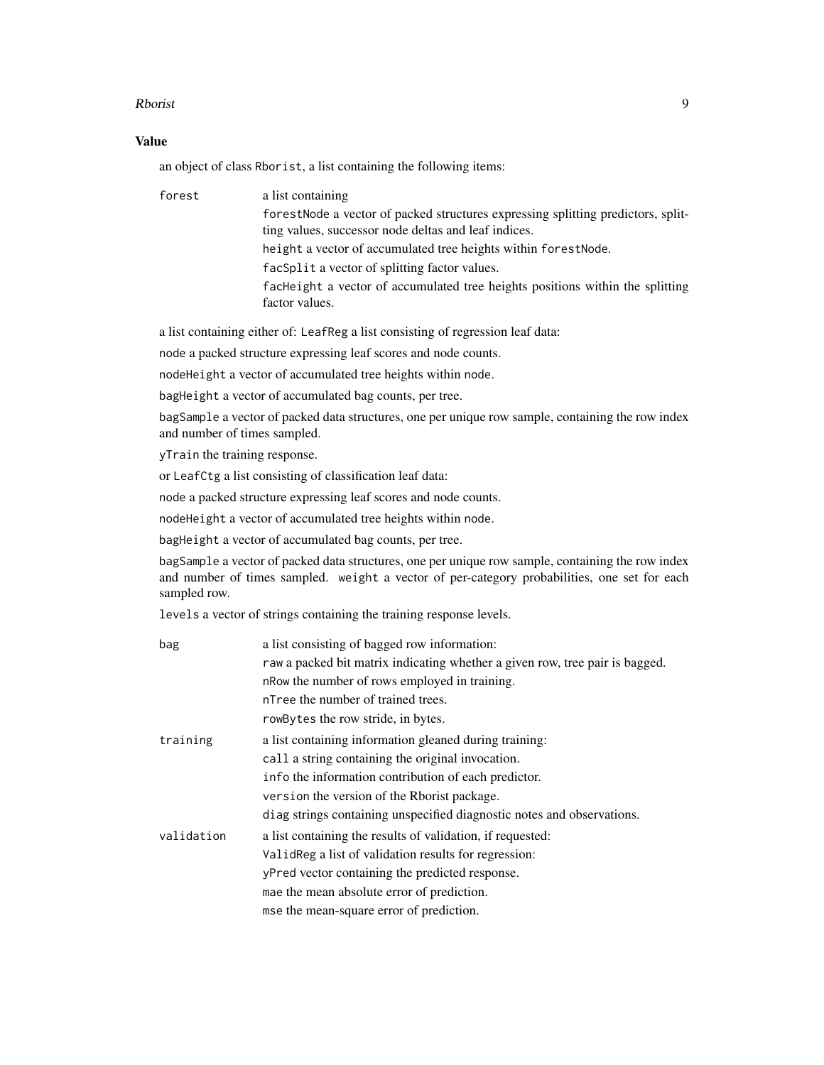### Value

an object of class Rborist, a list containing the following items:

- **forest**: a list containing
  - forestNode a vector of packed structures expressing splitting predictors, splitting values, successor node deltas and leaf indices.
  - height a vector of accumulated tree heights within forestNode.
  - facSplit a vector of splitting factor values.
  - facHeight a vector of accumulated tree heights positions within the splitting factor values.

a list containing either of: LeafReg a list consisting of regression leaf data:

node a packed structure expressing leaf scores and node counts.

nodeHeight a vector of accumulated tree heights within node.

bagHeight a vector of accumulated bag counts, per tree.

bagSample a vector of packed data structures, one per unique row sample, containing the row index and number of times sampled.

yTrain the training response.

or LeafCtg a list consisting of classification leaf data:

node a packed structure expressing leaf scores and node counts.

nodeHeight a vector of accumulated tree heights within node.

bagHeight a vector of accumulated bag counts, per tree.

bagSample a vector of packed data structures, one per unique row sample, containing the row index and number of times sampled. weight a vector of per-category probabilities, one set for each sampled row.

levels a vector of strings containing the training response levels.

- **bag**: a list consisting of bagged row information:
  - raw a packed bit matrix indicating whether a given row, tree pair is bagged.
  - nRow the number of rows employed in training.
  - nTree the number of trained trees.
  - rowBytes the row stride, in bytes.
- **training**: a list containing information gleaned during training:
  - call a string containing the original invocation.
  - info the information contribution of each predictor.
  - version the version of the Rborist package.
  - diag strings containing unspecified diagnostic notes and observations.
- **validation**: a list containing the results of validation, if requested:
  - ValidReg a list of validation results for regression:
  - yPred vector containing the predicted response.
  - mae the mean absolute error of prediction.
  - mse the mean-square error of prediction.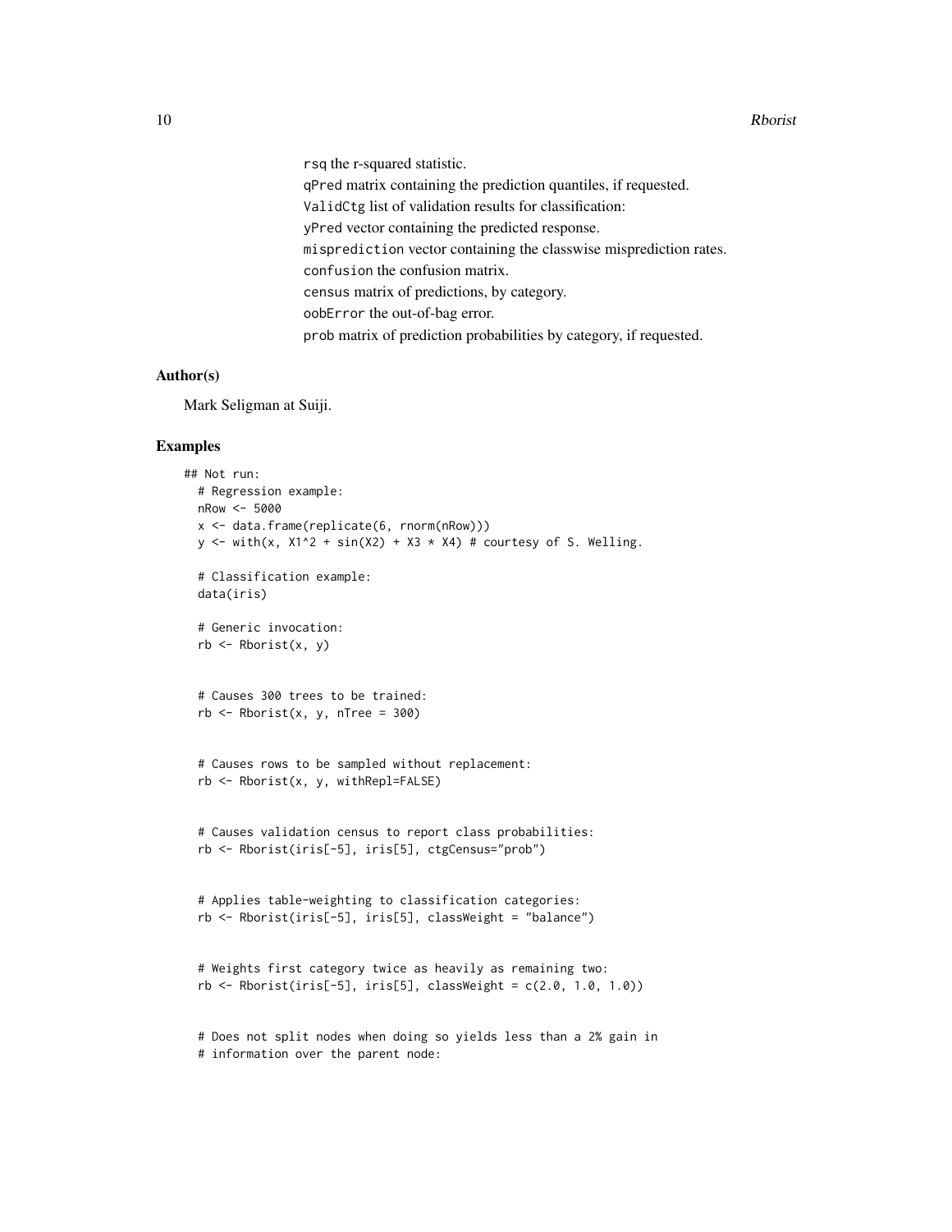`rsq` the r-squared statistic.

`qPred` matrix containing the prediction quantiles, if requested.

`ValidCtg` list of validation results for classification:

`yPred` vector containing the predicted response.

`misprediction` vector containing the classwise misprediction rates.

`confusion` the confusion matrix.

`census` matrix of predictions, by category.

`oobError` the out-of-bag error.

`prob` matrix of prediction probabilities by category, if requested.

### Author(s)

Mark Seligman at Suiji.

### Examples

```
## Not run:
  # Regression example:
  nRow <- 5000
  x <- data.frame(replicate(6, rnorm(nRow)))
  y <- with(x, X1^2 + sin(X2) + X3 * X4) # courtesy of S. Welling.

  # Classification example:
  data(iris)

  # Generic invocation:
  rb <- Rborist(x, y)


  # Causes 300 trees to be trained:
  rb <- Rborist(x, y, nTree = 300)


  # Causes rows to be sampled without replacement:
  rb <- Rborist(x, y, withRepl=FALSE)


  # Causes validation census to report class probabilities:
  rb <- Rborist(iris[-5], iris[5], ctgCensus="prob")


  # Applies table-weighting to classification categories:
  rb <- Rborist(iris[-5], iris[5], classWeight = "balance")


  # Weights first category twice as heavily as remaining two:
  rb <- Rborist(iris[-5], iris[5], classWeight = c(2.0, 1.0, 1.0))


  # Does not split nodes when doing so yields less than a 2% gain in
  # information over the parent node:
```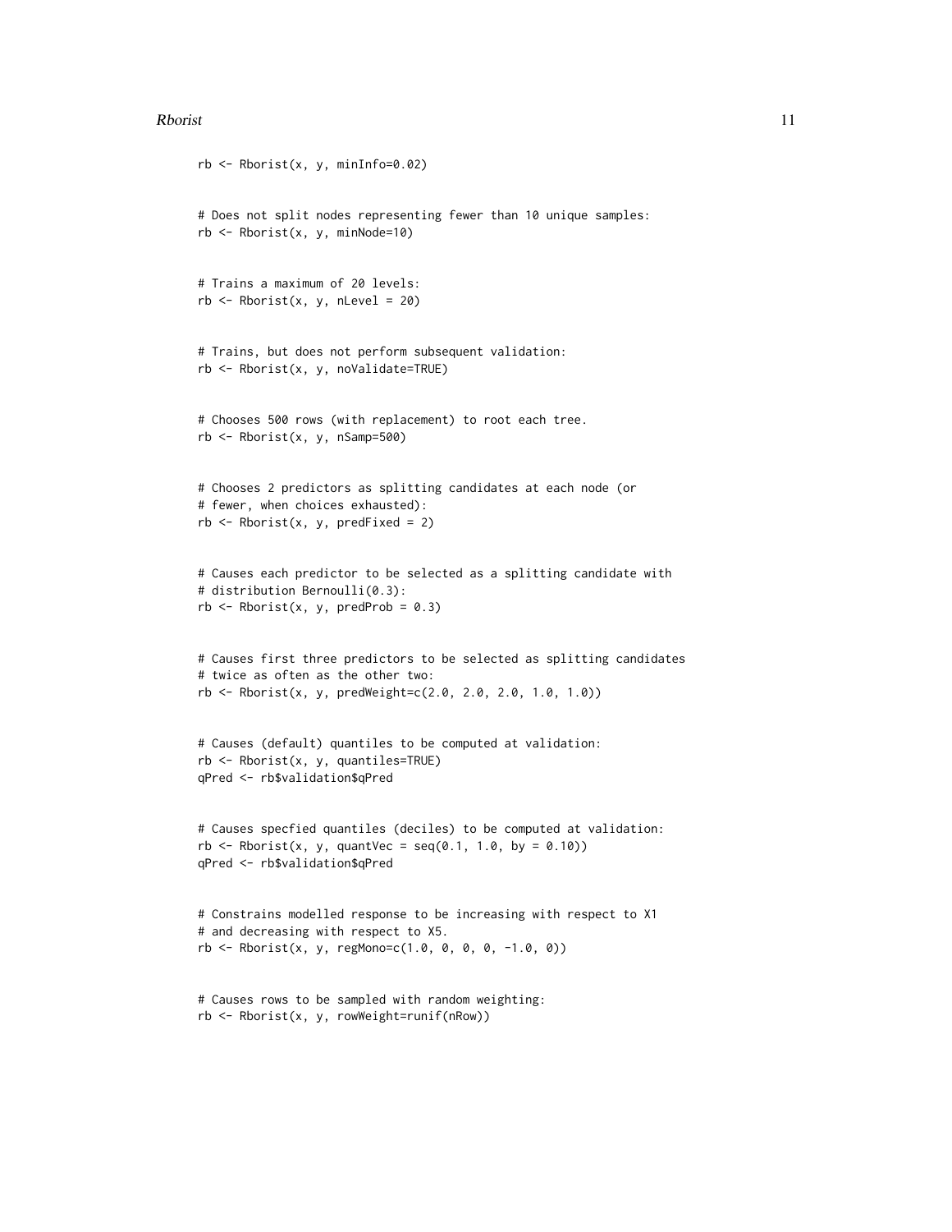```
rb <- Rborist(x, y, minInfo=0.02)


# Does not split nodes representing fewer than 10 unique samples:
rb <- Rborist(x, y, minNode=10)


# Trains a maximum of 20 levels:
rb <- Rborist(x, y, nLevel = 20)


# Trains, but does not perform subsequent validation:
rb <- Rborist(x, y, noValidate=TRUE)


# Chooses 500 rows (with replacement) to root each tree.
rb <- Rborist(x, y, nSamp=500)


# Chooses 2 predictors as splitting candidates at each node (or
# fewer, when choices exhausted):
rb <- Rborist(x, y, predFixed = 2)


# Causes each predictor to be selected as a splitting candidate with
# distribution Bernoulli(0.3):
rb <- Rborist(x, y, predProb = 0.3)


# Causes first three predictors to be selected as splitting candidates
# twice as often as the other two:
rb <- Rborist(x, y, predWeight=c(2.0, 2.0, 2.0, 1.0, 1.0))


# Causes (default) quantiles to be computed at validation:
rb <- Rborist(x, y, quantiles=TRUE)
qPred <- rb$validation$qPred


# Causes specfied quantiles (deciles) to be computed at validation:
rb <- Rborist(x, y, quantVec = seq(0.1, 1.0, by = 0.10))
qPred <- rb$validation$qPred


# Constrains modelled response to be increasing with respect to X1
# and decreasing with respect to X5.
rb <- Rborist(x, y, regMono=c(1.0, 0, 0, 0, -1.0, 0))


# Causes rows to be sampled with random weighting:
rb <- Rborist(x, y, rowWeight=runif(nRow))
```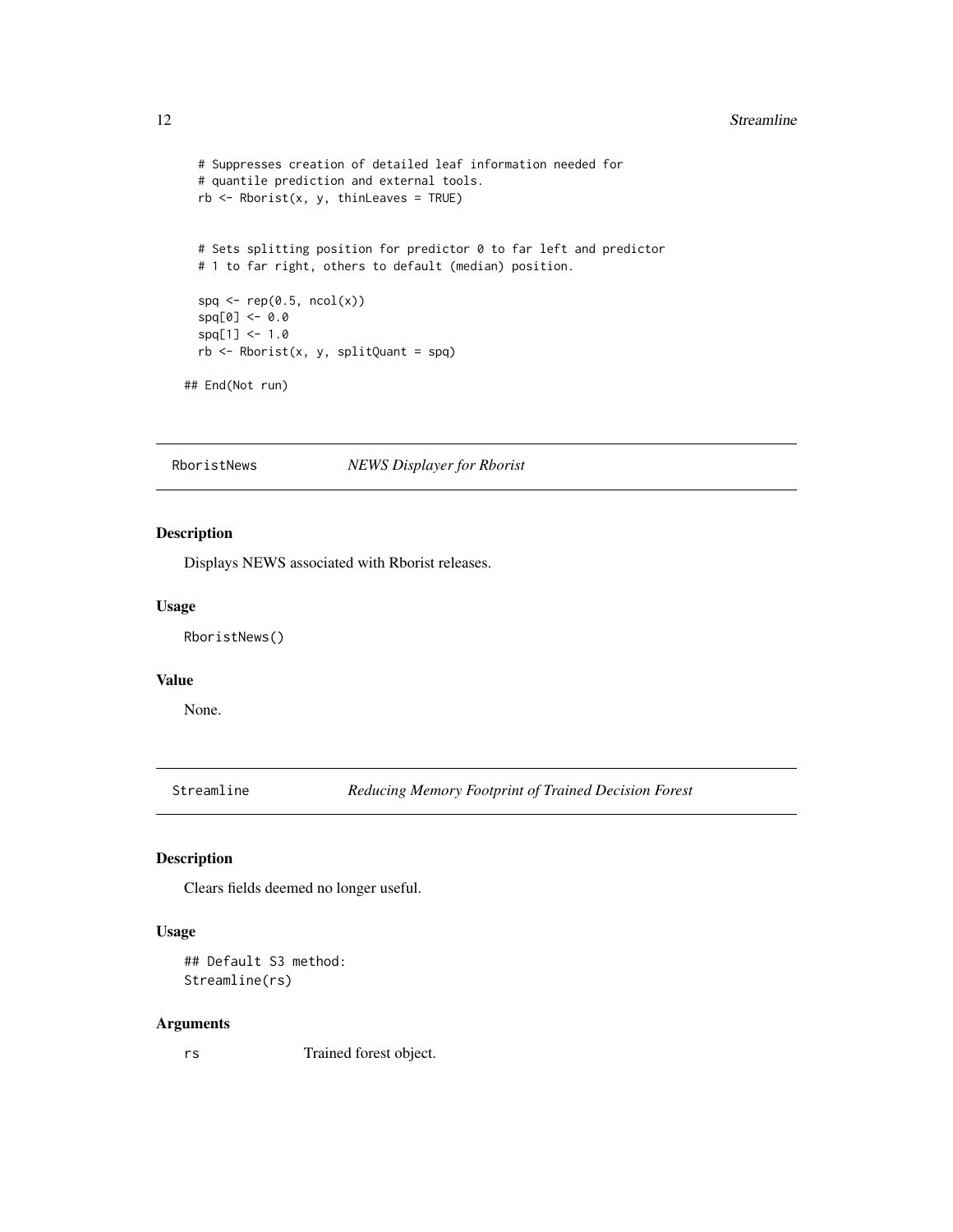```
  # Suppresses creation of detailed leaf information needed for
  # quantile prediction and external tools.
  rb <- Rborist(x, y, thinLeaves = TRUE)


  # Sets splitting position for predictor 0 to far left and predictor
  # 1 to far right, others to default (median) position.

  spq <- rep(0.5, ncol(x))
  spq[0] <- 0.0
  spq[1] <- 1.0
  rb <- Rborist(x, y, splitQuant = spq)

## End(Not run)
```

## RboristNews — *NEWS Displayer for Rborist*

### Description

Displays NEWS associated with Rborist releases.

### Usage

```
RboristNews()
```

### Value

None.

## Streamline — *Reducing Memory Footprint of Trained Decision Forest*

### Description

Clears fields deemed no longer useful.

### Usage

```
## Default S3 method:
Streamline(rs)
```

### Arguments

| | |
|---|---|
| `rs` | Trained forest object. |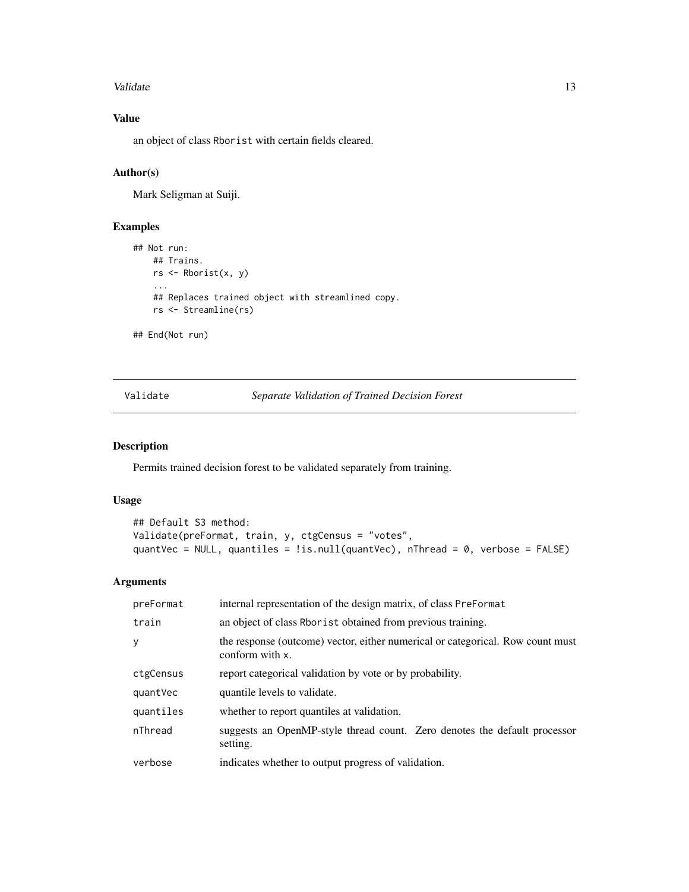### Value

an object of class Rborist with certain fields cleared.

### Author(s)

Mark Seligman at Suiji.

### Examples

```
## Not run:
    ## Trains.
    rs <- Rborist(x, y)
    ...
    ## Replaces trained object with streamlined copy.
    rs <- Streamline(rs)

## End(Not run)
```

---

## Validate *Separate Validation of Trained Decision Forest*

---

### Description

Permits trained decision forest to be validated separately from training.

### Usage

```
## Default S3 method:
Validate(preFormat, train, y, ctgCensus = "votes",
quantVec = NULL, quantiles = !is.null(quantVec), nThread = 0, verbose = FALSE)
```

### Arguments

| | |
|---|---|
| preFormat | internal representation of the design matrix, of class PreFormat |
| train | an object of class Rborist obtained from previous training. |
| y | the response (outcome) vector, either numerical or categorical. Row count must conform with x. |
| ctgCensus | report categorical validation by vote or by probability. |
| quantVec | quantile levels to validate. |
| quantiles | whether to report quantiles at validation. |
| nThread | suggests an OpenMP-style thread count. Zero denotes the default processor setting. |
| verbose | indicates whether to output progress of validation. |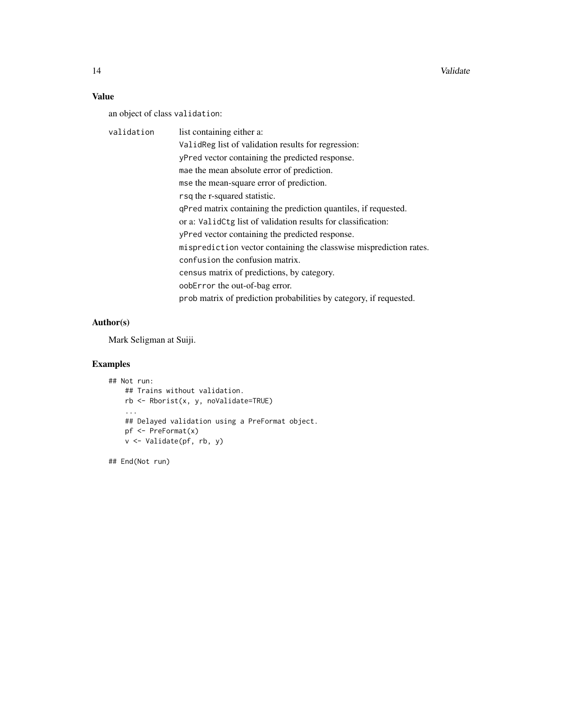### Value

an object of class `validation`:

`validation` list containing either a:

`ValidReg` list of validation results for regression:

`yPred` vector containing the predicted response.

`mae` the mean absolute error of prediction.

`mse` the mean-square error of prediction.

`rsq` the r-squared statistic.

`qPred` matrix containing the prediction quantiles, if requested.

or a: `ValidCtg` list of validation results for classification:

`yPred` vector containing the predicted response.

`misprediction` vector containing the classwise misprediction rates.

`confusion` the confusion matrix.

`census` matrix of predictions, by category.

`oobError` the out-of-bag error.

`prob` matrix of prediction probabilities by category, if requested.

### Author(s)

Mark Seligman at Suiji.

### Examples

```
## Not run:
    ## Trains without validation.
    rb <- Rborist(x, y, noValidate=TRUE)
    ...
    ## Delayed validation using a PreFormat object.
    pf <- PreFormat(x)
    v <- Validate(pf, rb, y)

## End(Not run)
```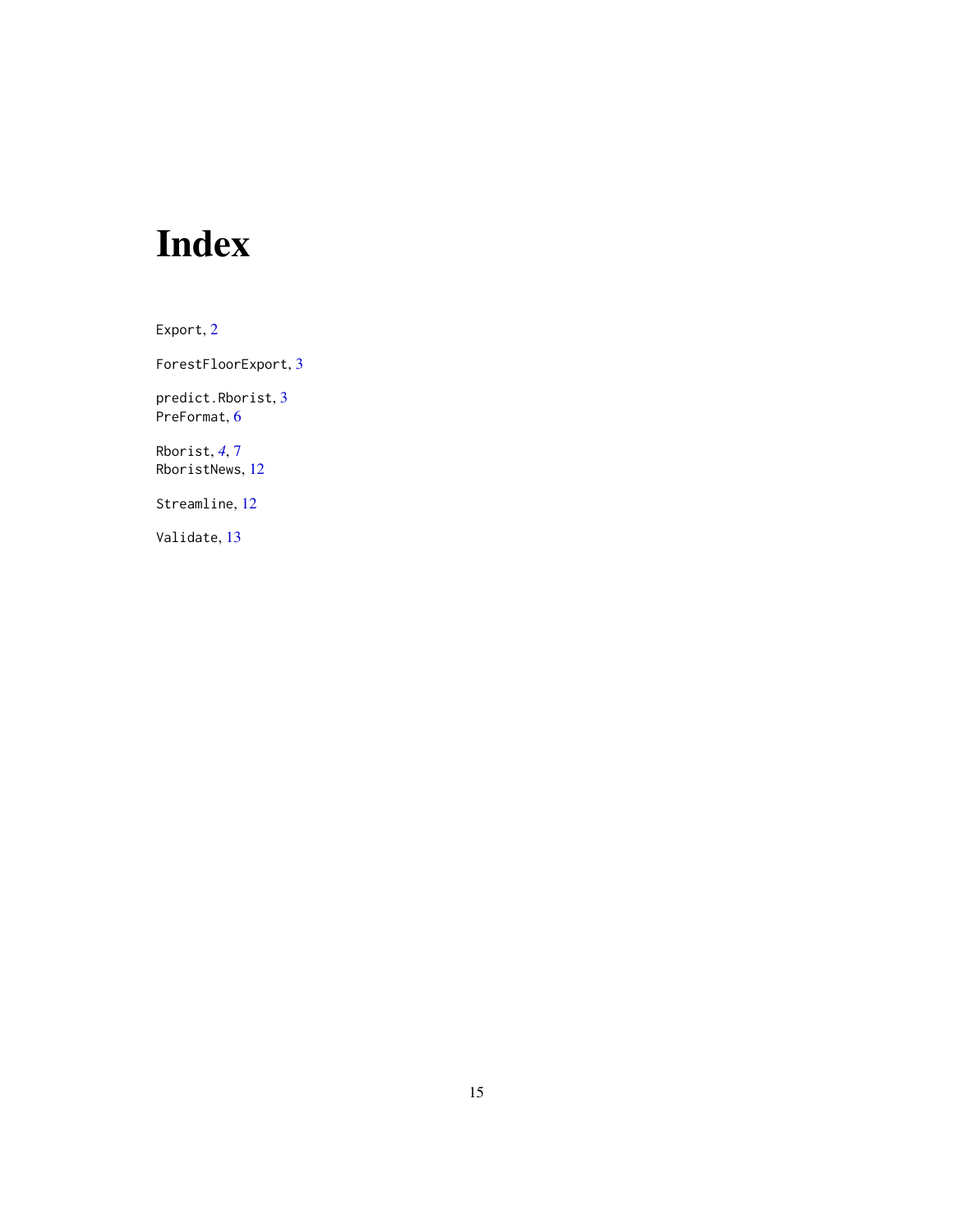# Index

Export, 2

ForestFloorExport, 3

predict.Rborist, 3
PreFormat, 6

Rborist, *4*, 7
RboristNews, 12

Streamline, 12

Validate, 13